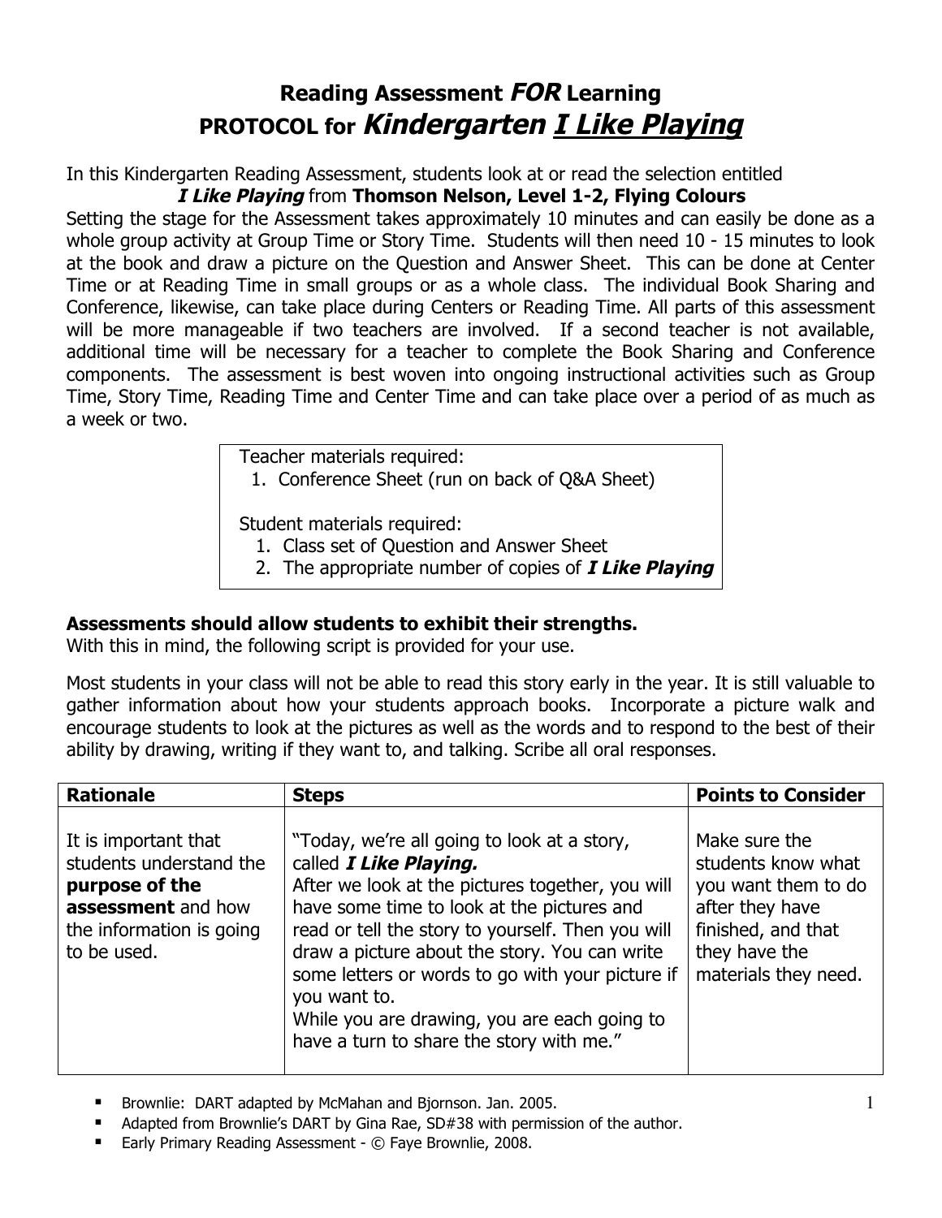# Reading Assessment *FOR* Learning
# PROTOCOL for *Kindergarten* *I Like Playing*

In this Kindergarten Reading Assessment, students look at or read the selection entitled ***I Like Playing*** from **Thomson Nelson, Level 1-2, Flying Colours**

Setting the stage for the Assessment takes approximately 10 minutes and can easily be done as a whole group activity at Group Time or Story Time. Students will then need 10 - 15 minutes to look at the book and draw a picture on the Question and Answer Sheet. This can be done at Center Time or at Reading Time in small groups or as a whole class. The individual Book Sharing and Conference, likewise, can take place during Centers or Reading Time. All parts of this assessment will be more manageable if two teachers are involved. If a second teacher is not available, additional time will be necessary for a teacher to complete the Book Sharing and Conference components. The assessment is best woven into ongoing instructional activities such as Group Time, Story Time, Reading Time and Center Time and can take place over a period of as much as a week or two.

> Teacher materials required:
> 1. Conference Sheet (run on back of Q&A Sheet)
>
> Student materials required:
> 1. Class set of Question and Answer Sheet
> 2. The appropriate number of copies of ***I Like Playing***

**Assessments should allow students to exhibit their strengths.**
With this in mind, the following script is provided for your use.

Most students in your class will not be able to read this story early in the year. It is still valuable to gather information about how your students approach books. Incorporate a picture walk and encourage students to look at the pictures as well as the words and to respond to the best of their ability by drawing, writing if they want to, and talking. Scribe all oral responses.

| **Rationale** | **Steps** | **Points to Consider** |
| --- | --- | --- |
| It is important that students understand the **purpose of the assessment** and how the information is going to be used. | "Today, we're all going to look at a story, called ***I Like Playing.***<br>After we look at the pictures together, you will have some time to look at the pictures and read or tell the story to yourself. Then you will draw a picture about the story. You can write some letters or words to go with your picture if you want to.<br>While you are drawing, you are each going to have a turn to share the story with me." | Make sure the students know what you want them to do after they have finished, and that they have the materials they need. |

- Brownlie: DART adapted by McMahan and Bjornson. Jan. 2005.
- Adapted from Brownlie's DART by Gina Rae, SD#38 with permission of the author.
- Early Primary Reading Assessment - © Faye Brownlie, 2008.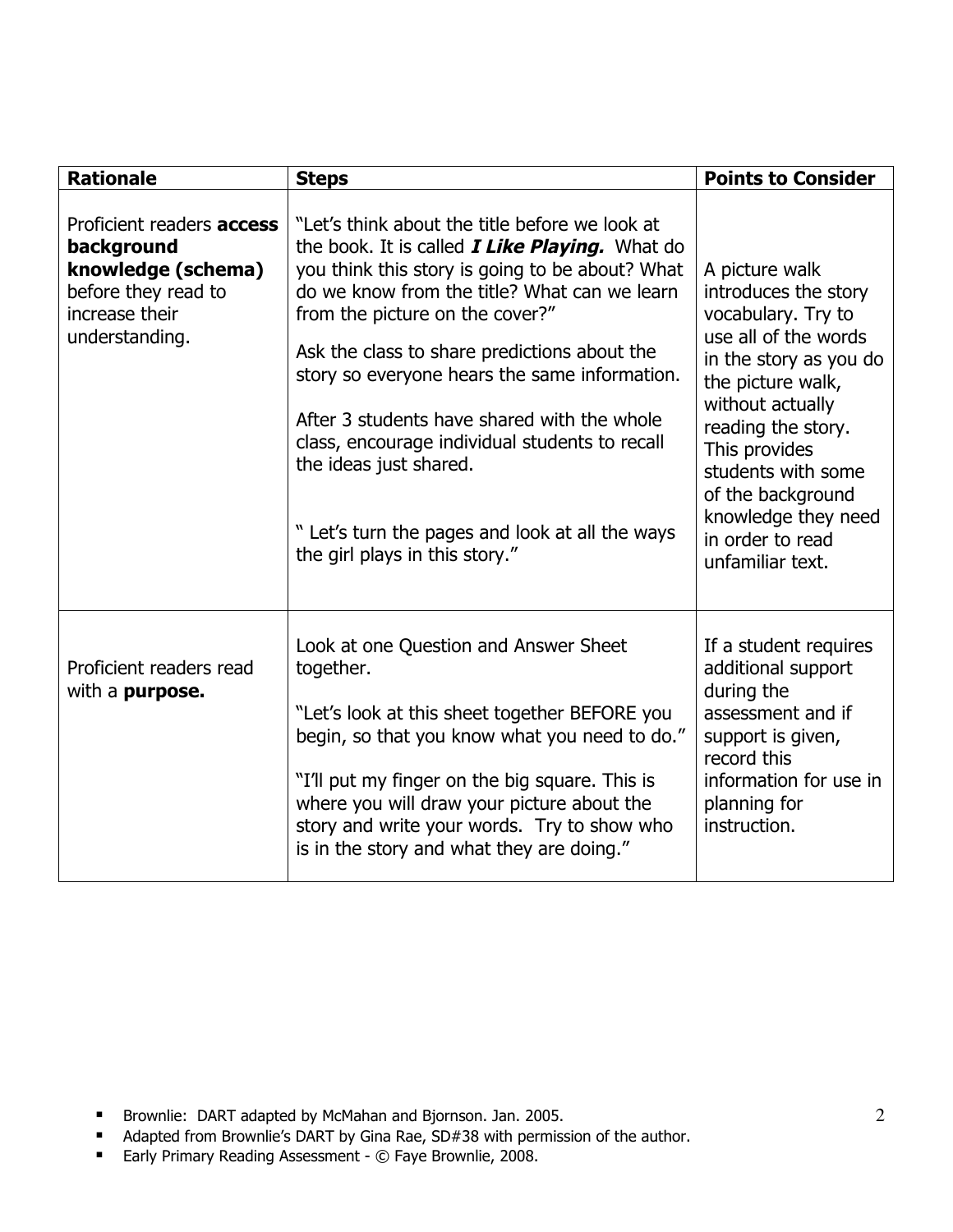| Rationale | Steps | Points to Consider |
|---|---|---|
| Proficient readers **access background knowledge (schema)** before they read to increase their understanding. | "Let's think about the title before we look at the book. It is called ***I Like Playing.*** What do you think this story is going to be about? What do we know from the title? What can we learn from the picture on the cover?"<br><br>Ask the class to share predictions about the story so everyone hears the same information.<br><br>After 3 students have shared with the whole class, encourage individual students to recall the ideas just shared.<br><br>" Let's turn the pages and look at all the ways the girl plays in this story." | A picture walk introduces the story vocabulary. Try to use all of the words in the story as you do the picture walk, without actually reading the story. This provides students with some of the background knowledge they need in order to read unfamiliar text. |
| Proficient readers read with a **purpose.** | Look at one Question and Answer Sheet together.<br><br>"Let's look at this sheet together BEFORE you begin, so that you know what you need to do."<br><br>"I'll put my finger on the big square. This is where you will draw your picture about the story and write your words. Try to show who is in the story and what they are doing." | If a student requires additional support during the assessment and if support is given, record this information for use in planning for instruction. |

- Brownlie: DART adapted by McMahan and Bjornson. Jan. 2005.
- Adapted from Brownlie's DART by Gina Rae, SD#38 with permission of the author.
- Early Primary Reading Assessment - © Faye Brownlie, 2008.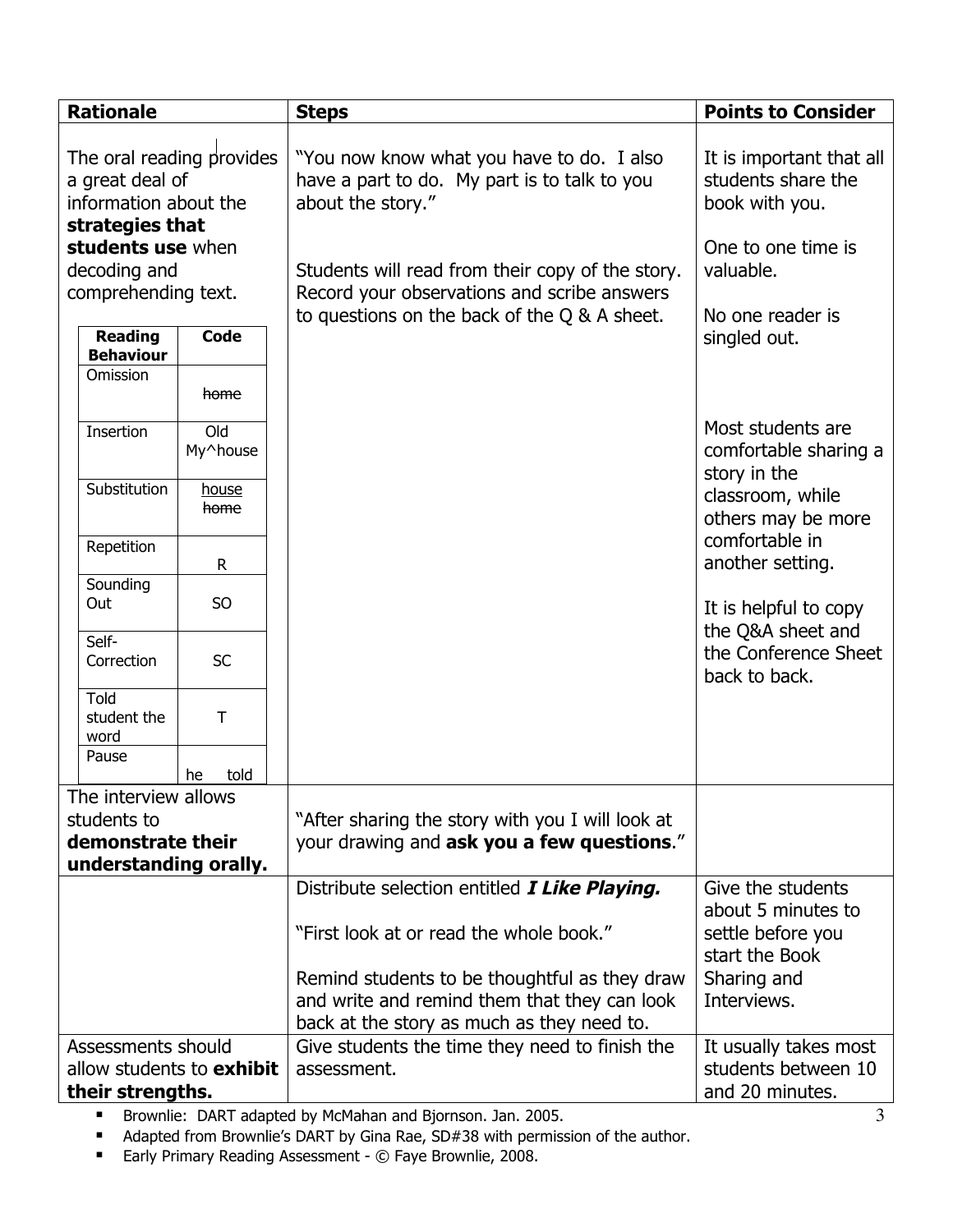| Rationale | Steps | Points to Consider |
|---|---|---|
| The oral reading provides a great deal of information about the **strategies that students use** when decoding and comprehending text. | "You now know what you have to do. I also have a part to do. My part is to talk to you about the story."<br><br>Students will read from their copy of the story. Record your observations and scribe answers to questions on the back of the Q & A sheet. | It is important that all students share the book with you.<br><br>One to one time is valuable.<br><br>No one reader is singled out.<br><br>Most students are comfortable sharing a story in the classroom, while others may be more comfortable in another setting.<br><br>It is helpful to copy the Q&A sheet and the Conference Sheet back to back. |
| The interview allows students to **demonstrate their understanding orally.** | "After sharing the story with you I will look at your drawing and **ask you a few questions**." | |
| | Distribute selection entitled ***I Like Playing.***<br><br>"First look at or read the whole book."<br><br>Remind students to be thoughtful as they draw and write and remind them that they can look back at the story as much as they need to. | Give the students about 5 minutes to settle before you start the Book Sharing and Interviews. |
| Assessments should allow students to **exhibit their strengths.** | Give students the time they need to finish the assessment. | It usually takes most students between 10 and 20 minutes. |

| Reading Behaviour | Code |
|---|---|
| Omission | ~~home~~ |
| Insertion | Old<br>My^house |
| Substitution | house<br>~~home~~ |
| Repetition | R |
| Sounding Out | SO |
| Self-Correction | SC |
| Told student the word | T |
| Pause | he \| told |

- Brownlie: DART adapted by McMahan and Bjornson. Jan. 2005.
- Adapted from Brownlie's DART by Gina Rae, SD#38 with permission of the author.
- Early Primary Reading Assessment - © Faye Brownlie, 2008.